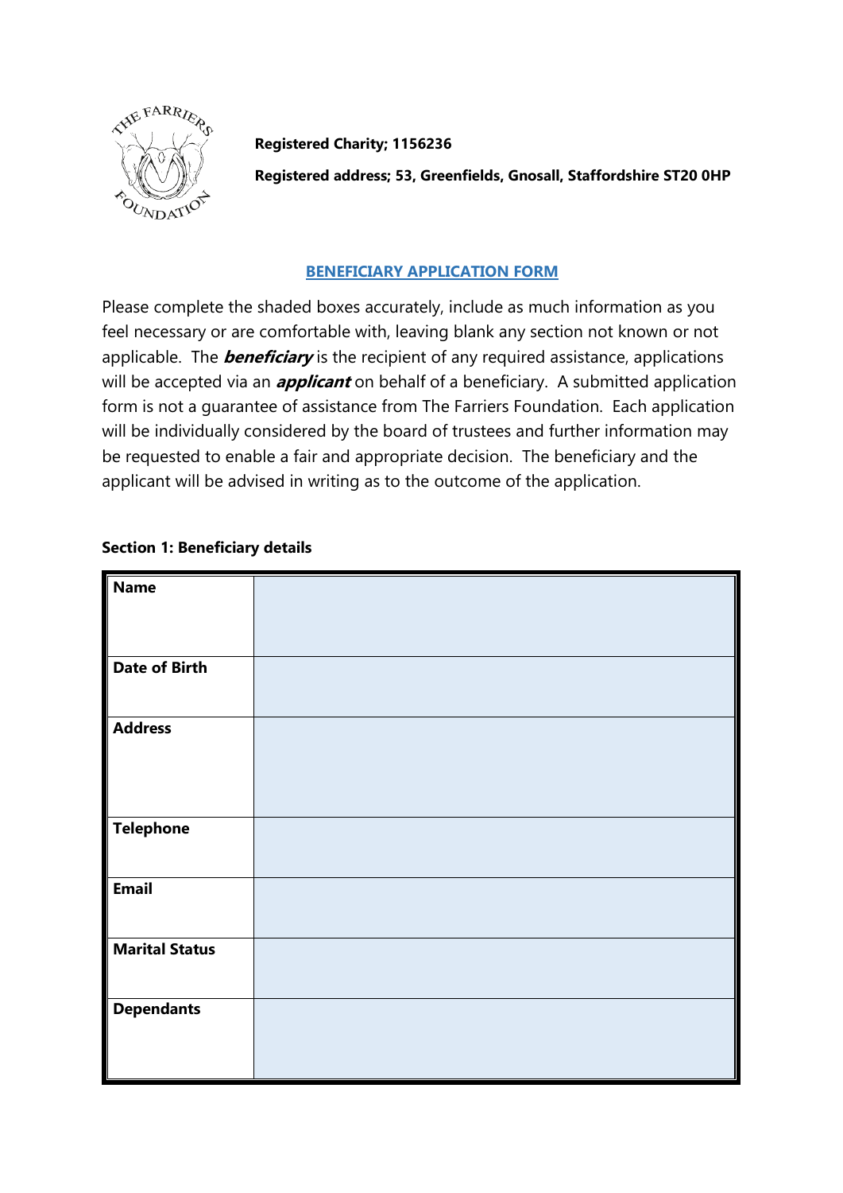**Registered Charity; 1156236**

**Registered address; 53, Greenfields, Gnosall, Staffordshire ST20 0HP**

## BENEFICIARY APPLICATION FORM

Please complete the shaded boxes accurately, include as much information as you feel necessary or are comfortable with, leaving blank any section not known or not applicable. The ***beneficiary*** is the recipient of any required assistance, applications will be accepted via an ***applicant*** on behalf of a beneficiary. A submitted application form is not a guarantee of assistance from The Farriers Foundation. Each application will be individually considered by the board of trustees and further information may be requested to enable a fair and appropriate decision. The beneficiary and the applicant will be advised in writing as to the outcome of the application.

**Section 1: Beneficiary details**

| | |
|---|---|
| **Name** | |
| **Date of Birth** | |
| **Address** | |
| **Telephone** | |
| **Email** | |
| **Marital Status** | |
| **Dependants** | |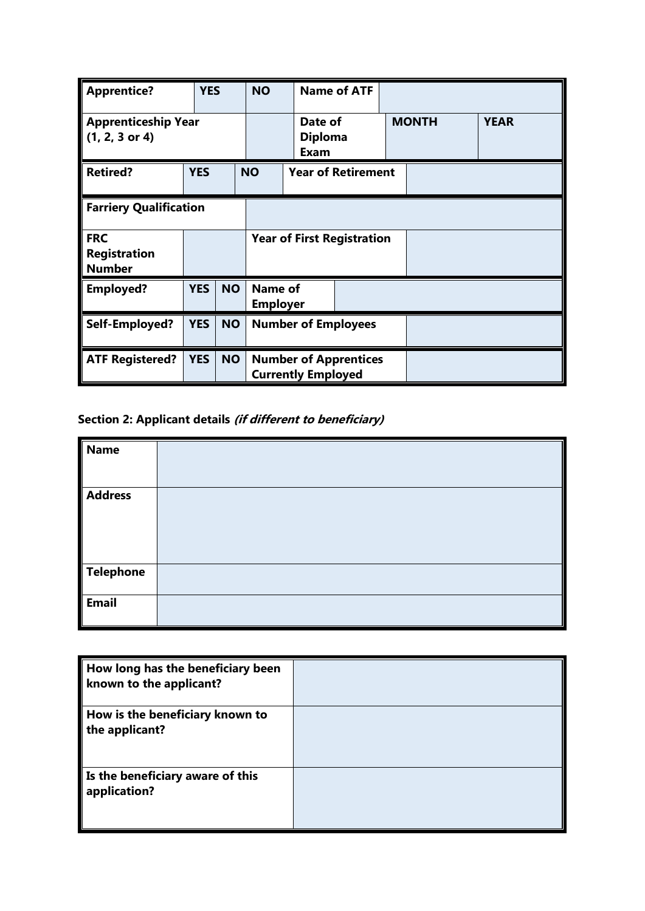| Apprentice? | YES | | NO | | Name of ATF | | | |
|---|---|---|---|---|---|---|---|---|
| **Apprenticeship Year (1, 2, 3 or 4)** | | | | | **Date of Diploma Exam** | | **MONTH** | **YEAR** |

| **Retired?** | **YES** | | **NO** | **Year of Retirement** | |
|---|---|---|---|---|---|
| **Farriery Qualification** | | | | | |
| **FRC Registration Number** | | | **Year of First Registration** | | |
| **Employed?** | **YES** | **NO** | **Name of Employer** | | |
| **Self-Employed?** | **YES** | **NO** | **Number of Employees** | | |
| **ATF Registered?** | **YES** | **NO** | **Number of Apprentices Currently Employed** | | |

**Section 2: Applicant details *(if different to beneficiary)***

| **Name** | |
|---|---|
| **Address** | |
| **Telephone** | |
| **Email** | |

| **How long has the beneficiary been known to the applicant?** | |
|---|---|
| **How is the beneficiary known to the applicant?** | |
| **Is the beneficiary aware of this application?** | |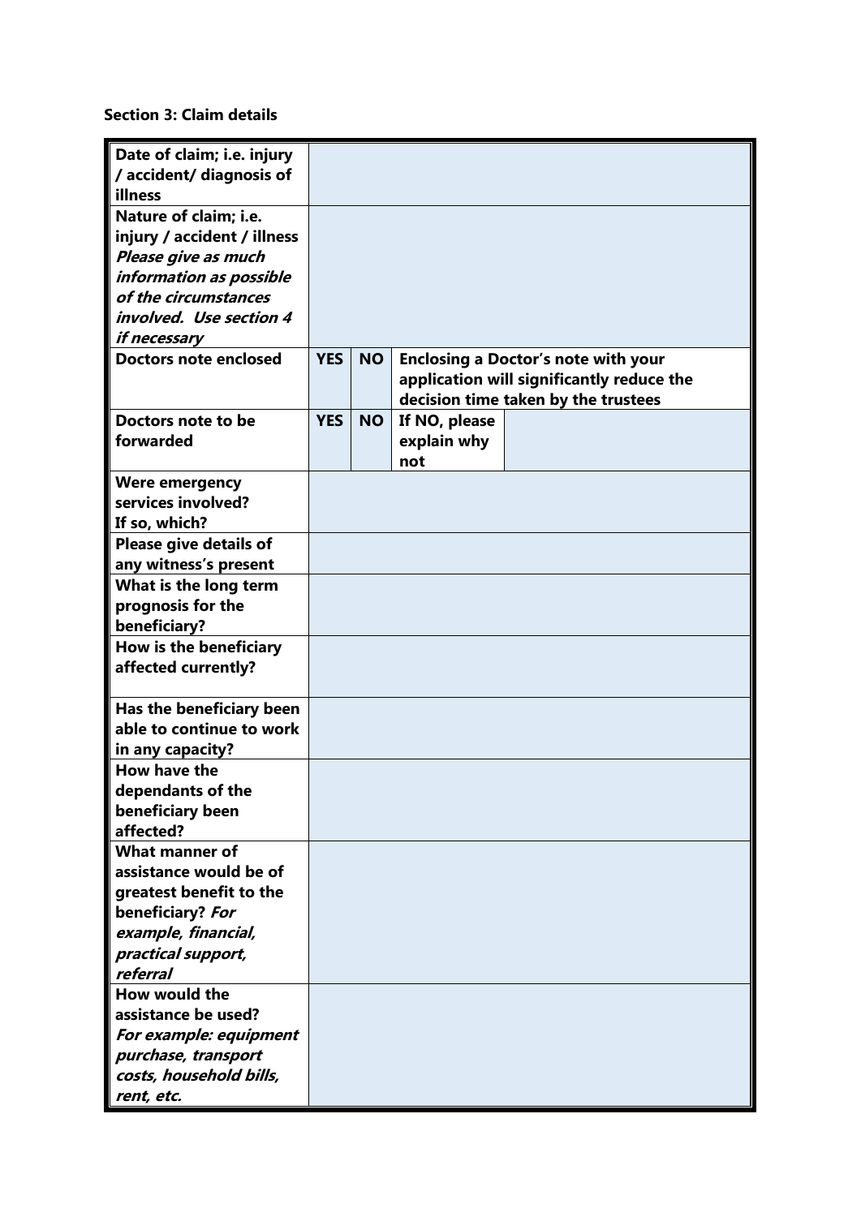**Section 3: Claim details**

| | | | | |
|---|---|---|---|---|
| **Date of claim; i.e. injury / accident/ diagnosis of illness** | | | | |
| **Nature of claim; i.e. injury / accident / illness** ***Please give as much information as possible of the circumstances involved. Use section 4 if necessary*** | | | | |
| **Doctors note enclosed** | **YES** | **NO** | **Enclosing a Doctor's note with your application will significantly reduce the decision time taken by the trustees** | |
| **Doctors note to be forwarded** | **YES** | **NO** | **If NO, please explain why not** | |
| **Were emergency services involved? If so, which?** | | | | |
| **Please give details of any witness's present** | | | | |
| **What is the long term prognosis for the beneficiary?** | | | | |
| **How is the beneficiary affected currently?** | | | | |
| **Has the beneficiary been able to continue to work in any capacity?** | | | | |
| **How have the dependants of the beneficiary been affected?** | | | | |
| **What manner of assistance would be of greatest benefit to the beneficiary?** ***For example, financial, practical support, referral*** | | | | |
| **How would the assistance be used?** ***For example: equipment purchase, transport costs, household bills, rent, etc.*** | | | | |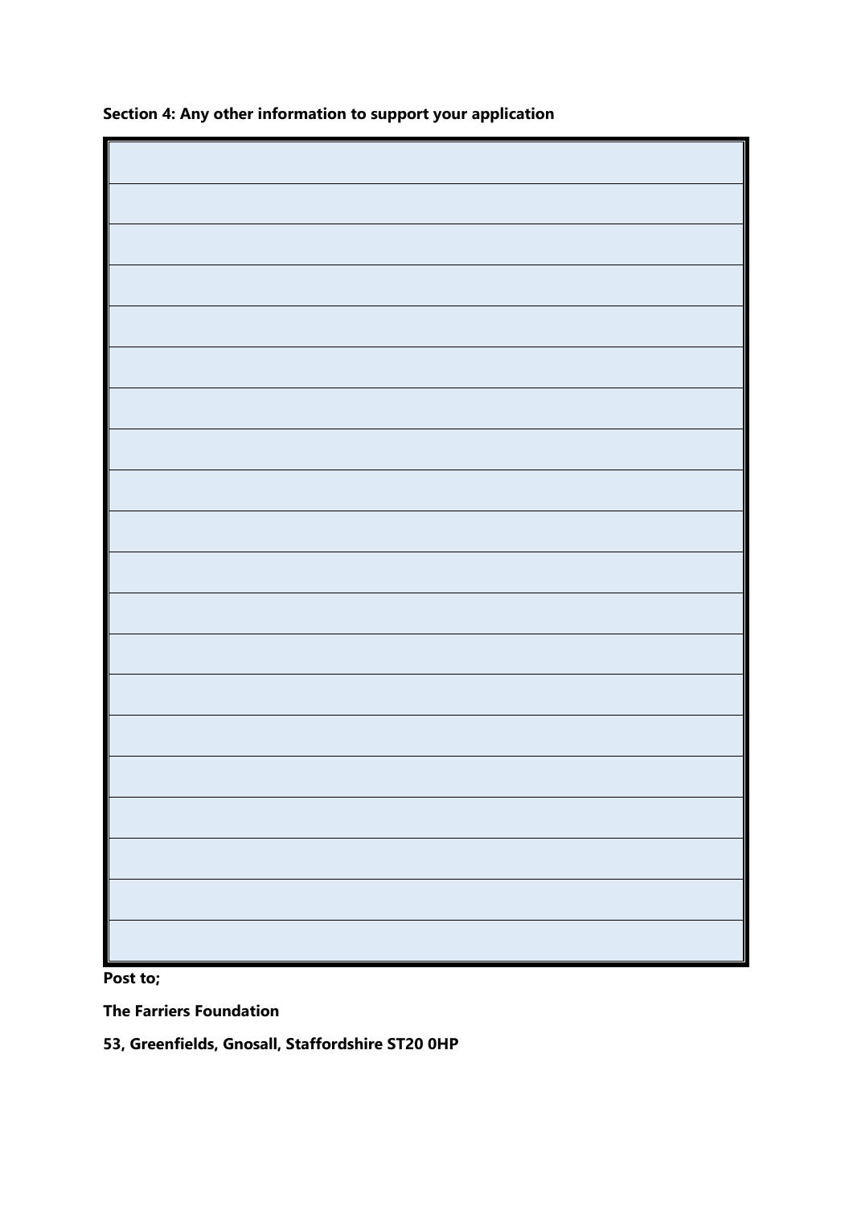**Section 4: Any other information to support your application**

| |
|---|
| |
| |
| |
| |
| |
| |
| |
| |
| |
| |
| |
| |
| |
| |
| |
| |
| |
| |
| |
| |

**Post to;**

**The Farriers Foundation**

**53, Greenfields, Gnosall, Staffordshire ST20 0HP**